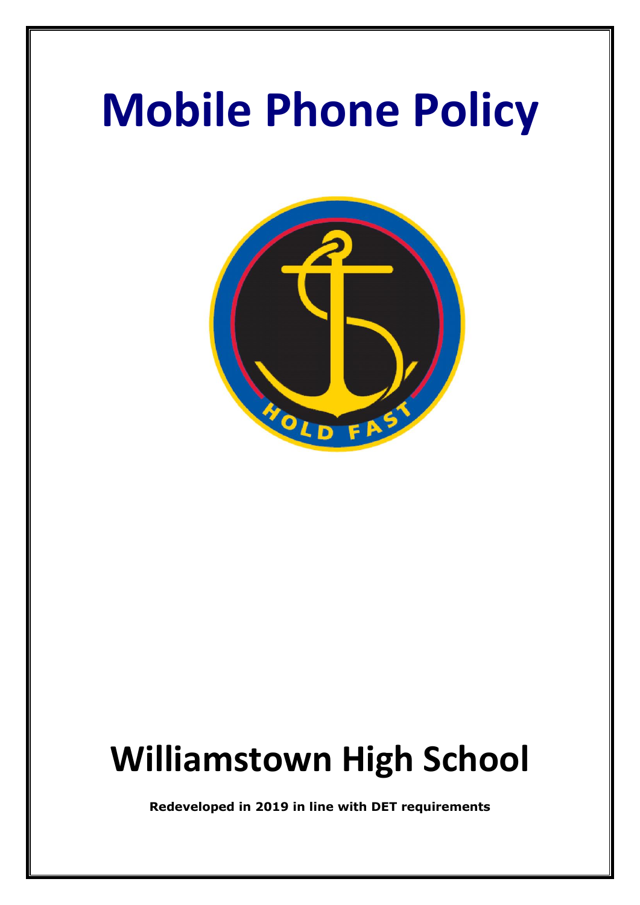# Mobile Phone Policy

# Williamstown High School

**Redeveloped in 2019 in line with DET requirements**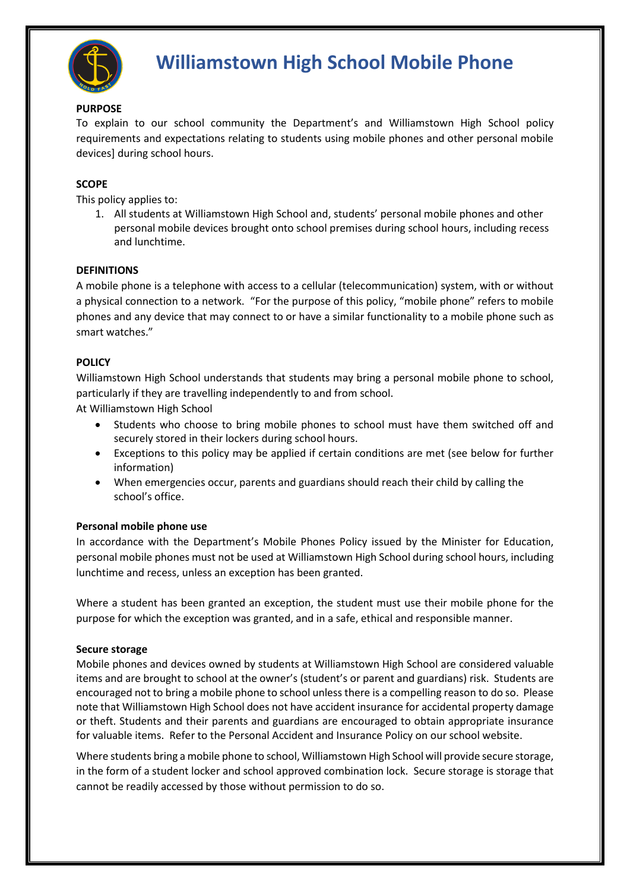# Williamstown High School Mobile Phone

**PURPOSE**

To explain to our school community the Department's and Williamstown High School policy requirements and expectations relating to students using mobile phones and other personal mobile devices] during school hours.

**SCOPE**

This policy applies to:

1. All students at Williamstown High School and, students' personal mobile phones and other personal mobile devices brought onto school premises during school hours, including recess and lunchtime.

**DEFINITIONS**

A mobile phone is a telephone with access to a cellular (telecommunication) system, with or without a physical connection to a network. "For the purpose of this policy, "mobile phone" refers to mobile phones and any device that may connect to or have a similar functionality to a mobile phone such as smart watches."

**POLICY**

Williamstown High School understands that students may bring a personal mobile phone to school, particularly if they are travelling independently to and from school.

At Williamstown High School

- Students who choose to bring mobile phones to school must have them switched off and securely stored in their lockers during school hours.
- Exceptions to this policy may be applied if certain conditions are met (see below for further information)
- When emergencies occur, parents and guardians should reach their child by calling the school's office.

**Personal mobile phone use**

In accordance with the Department's Mobile Phones Policy issued by the Minister for Education, personal mobile phones must not be used at Williamstown High School during school hours, including lunchtime and recess, unless an exception has been granted.

Where a student has been granted an exception, the student must use their mobile phone for the purpose for which the exception was granted, and in a safe, ethical and responsible manner.

**Secure storage**

Mobile phones and devices owned by students at Williamstown High School are considered valuable items and are brought to school at the owner's (student's or parent and guardians) risk. Students are encouraged not to bring a mobile phone to school unless there is a compelling reason to do so. Please note that Williamstown High School does not have accident insurance for accidental property damage or theft. Students and their parents and guardians are encouraged to obtain appropriate insurance for valuable items. Refer to the Personal Accident and Insurance Policy on our school website.

Where students bring a mobile phone to school, Williamstown High School will provide secure storage, in the form of a student locker and school approved combination lock. Secure storage is storage that cannot be readily accessed by those without permission to do so.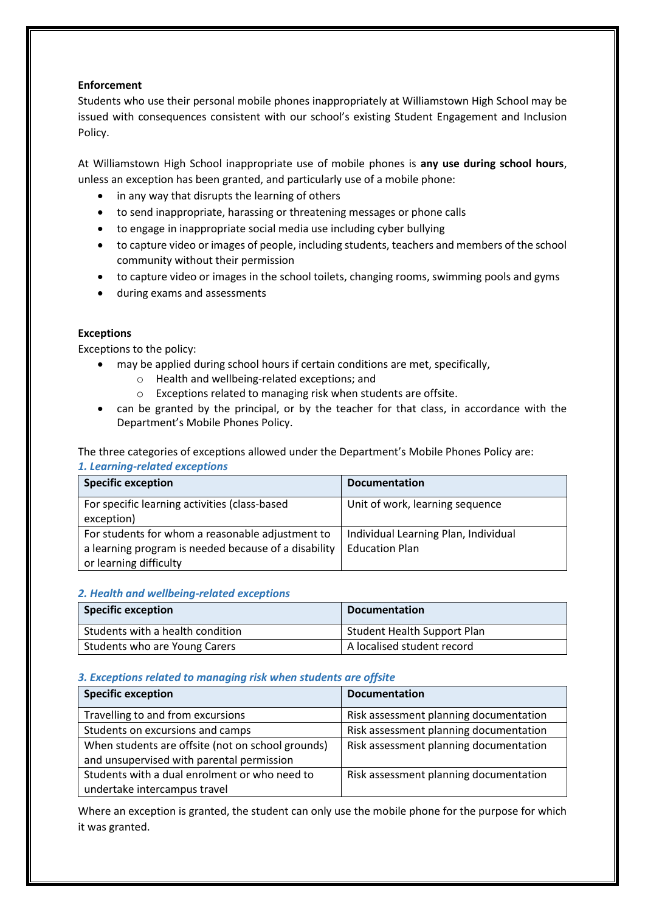**Enforcement**

Students who use their personal mobile phones inappropriately at Williamstown High School may be issued with consequences consistent with our school's existing Student Engagement and Inclusion Policy.

At Williamstown High School inappropriate use of mobile phones is **any use during school hours**, unless an exception has been granted, and particularly use of a mobile phone:

- in any way that disrupts the learning of others
- to send inappropriate, harassing or threatening messages or phone calls
- to engage in inappropriate social media use including cyber bullying
- to capture video or images of people, including students, teachers and members of the school community without their permission
- to capture video or images in the school toilets, changing rooms, swimming pools and gyms
- during exams and assessments

**Exceptions**

Exceptions to the policy:

- may be applied during school hours if certain conditions are met, specifically,
    - Health and wellbeing-related exceptions; and
    - Exceptions related to managing risk when students are offsite.
- can be granted by the principal, or by the teacher for that class, in accordance with the Department's Mobile Phones Policy.

The three categories of exceptions allowed under the Department's Mobile Phones Policy are:

***1. Learning-related exceptions***

| Specific exception | Documentation |
|---|---|
| For specific learning activities (class-based exception) | Unit of work, learning sequence |
| For students for whom a reasonable adjustment to a learning program is needed because of a disability or learning difficulty | Individual Learning Plan, Individual Education Plan |

***2. Health and wellbeing-related exceptions***

| Specific exception | Documentation |
|---|---|
| Students with a health condition | Student Health Support Plan |
| Students who are Young Carers | A localised student record |

***3. Exceptions related to managing risk when students are offsite***

| Specific exception | Documentation |
|---|---|
| Travelling to and from excursions | Risk assessment planning documentation |
| Students on excursions and camps | Risk assessment planning documentation |
| When students are offsite (not on school grounds) and unsupervised with parental permission | Risk assessment planning documentation |
| Students with a dual enrolment or who need to undertake intercampus travel | Risk assessment planning documentation |

Where an exception is granted, the student can only use the mobile phone for the purpose for which it was granted.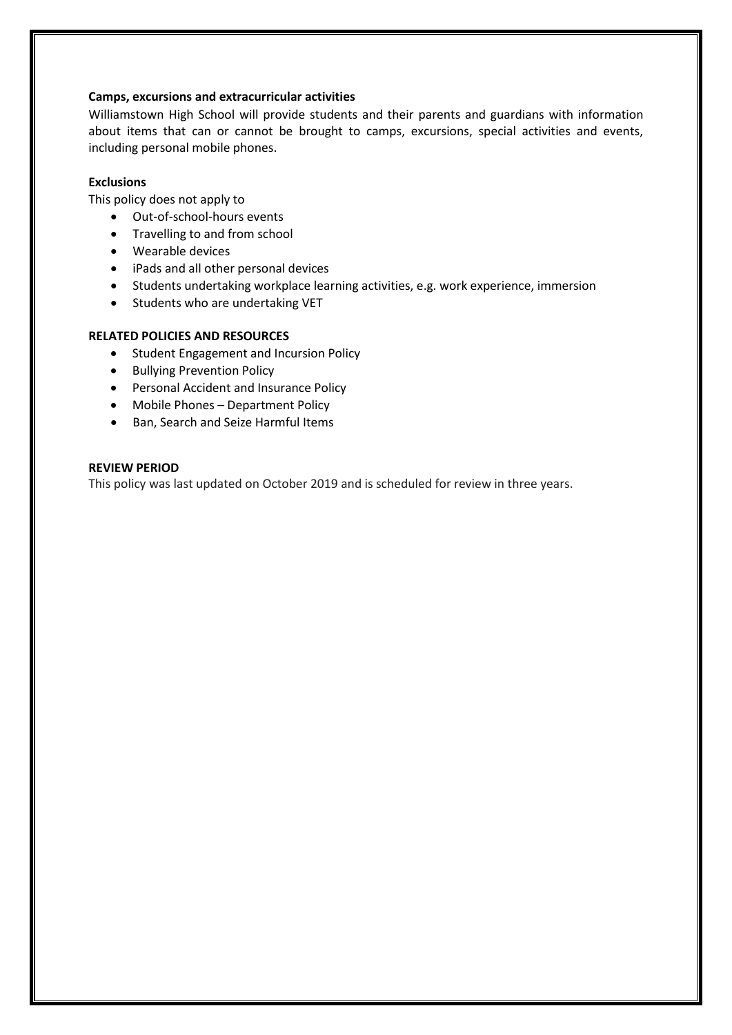**Camps, excursions and extracurricular activities**

Williamstown High School will provide students and their parents and guardians with information about items that can or cannot be brought to camps, excursions, special activities and events, including personal mobile phones.

**Exclusions**

This policy does not apply to

- Out-of-school-hours events
- Travelling to and from school
- Wearable devices
- iPads and all other personal devices
- Students undertaking workplace learning activities, e.g. work experience, immersion
- Students who are undertaking VET

## RELATED POLICIES AND RESOURCES

- Student Engagement and Incursion Policy
- Bullying Prevention Policy
- Personal Accident and Insurance Policy
- Mobile Phones – Department Policy
- Ban, Search and Seize Harmful Items

## REVIEW PERIOD

This policy was last updated on October 2019 and is scheduled for review in three years.